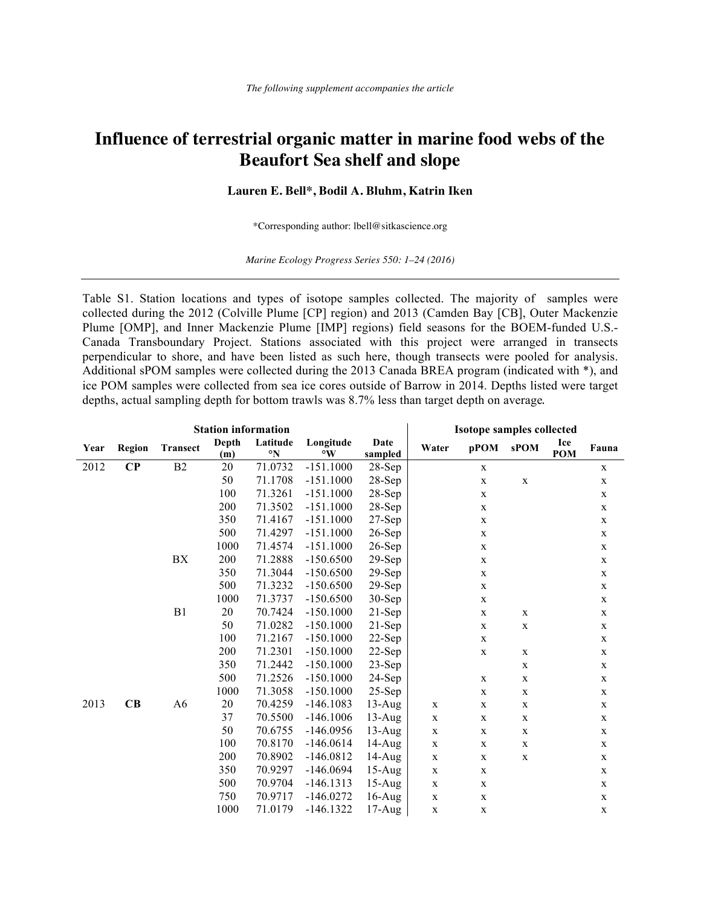*The following supplement accompanies the article*

# Influence of terrestrial organic matter in marine food webs of the Beaufort Sea shelf and slope

**Lauren E. Bell\*, Bodil A. Bluhm, Katrin Iken**

\*Corresponding author: lbell@sitkascience.org

*Marine Ecology Progress Series 550: 1–24 (2016)*

---

Table S1. Station locations and types of isotope samples collected. The majority of samples were collected during the 2012 (Colville Plume [CP] region) and 2013 (Camden Bay [CB], Outer Mackenzie Plume [OMP], and Inner Mackenzie Plume [IMP] regions) field seasons for the BOEM-funded U.S.-Canada Transboundary Project. Stations associated with this project were arranged in transects perpendicular to shore, and have been listed as such here, though transects were pooled for analysis. Additional sPOM samples were collected during the 2013 Canada BREA program (indicated with \*), and ice POM samples were collected from sea ice cores outside of Barrow in 2014. Depths listed were target depths, actual sampling depth for bottom trawls was 8.7% less than target depth on average.

| Station information | | | | | | | Isotope samples collected | | | | |
|---|---|---|---|---|---|---|---|---|---|---|---|
| Year | Region | Transect | Depth (m) | Latitude °N | Longitude °W | Date sampled | Water | pPOM | sPOM | Ice POM | Fauna |
| 2012 | **CP** | B2 | 20 | 71.0732 | -151.1000 | 28-Sep | | x | | | x |
| | | | 50 | 71.1708 | -151.1000 | 28-Sep | | x | x | | x |
| | | | 100 | 71.3261 | -151.1000 | 28-Sep | | x | | | x |
| | | | 200 | 71.3502 | -151.1000 | 28-Sep | | x | | | x |
| | | | 350 | 71.4167 | -151.1000 | 27-Sep | | x | | | x |
| | | | 500 | 71.4297 | -151.1000 | 26-Sep | | x | | | x |
| | | | 1000 | 71.4574 | -151.1000 | 26-Sep | | x | | | x |
| | | BX | 200 | 71.2888 | -150.6500 | 29-Sep | | x | | | x |
| | | | 350 | 71.3044 | -150.6500 | 29-Sep | | x | | | x |
| | | | 500 | 71.3232 | -150.6500 | 29-Sep | | x | | | x |
| | | | 1000 | 71.3737 | -150.6500 | 30-Sep | | x | | | x |
| | | B1 | 20 | 70.7424 | -150.1000 | 21-Sep | | x | x | | x |
| | | | 50 | 71.0282 | -150.1000 | 21-Sep | | x | x | | x |
| | | | 100 | 71.2167 | -150.1000 | 22-Sep | | x | | | x |
| | | | 200 | 71.2301 | -150.1000 | 22-Sep | | x | x | | x |
| | | | 350 | 71.2442 | -150.1000 | 23-Sep | | | x | | x |
| | | | 500 | 71.2526 | -150.1000 | 24-Sep | | x | x | | x |
| | | | 1000 | 71.3058 | -150.1000 | 25-Sep | | x | x | | x |
| 2013 | **CB** | A6 | 20 | 70.4259 | -146.1083 | 13-Aug | x | x | x | | x |
| | | | 37 | 70.5500 | -146.1006 | 13-Aug | x | x | x | | x |
| | | | 50 | 70.6755 | -146.0956 | 13-Aug | x | x | x | | x |
| | | | 100 | 70.8170 | -146.0614 | 14-Aug | x | x | x | | x |
| | | | 200 | 70.8902 | -146.0812 | 14-Aug | x | x | x | | x |
| | | | 350 | 70.9297 | -146.0694 | 15-Aug | x | x | | | x |
| | | | 500 | 70.9704 | -146.1313 | 15-Aug | x | x | | | x |
| | | | 750 | 70.9717 | -146.0272 | 16-Aug | x | x | | | x |
| | | | 1000 | 71.0179 | -146.1322 | 17-Aug | x | x | | | x |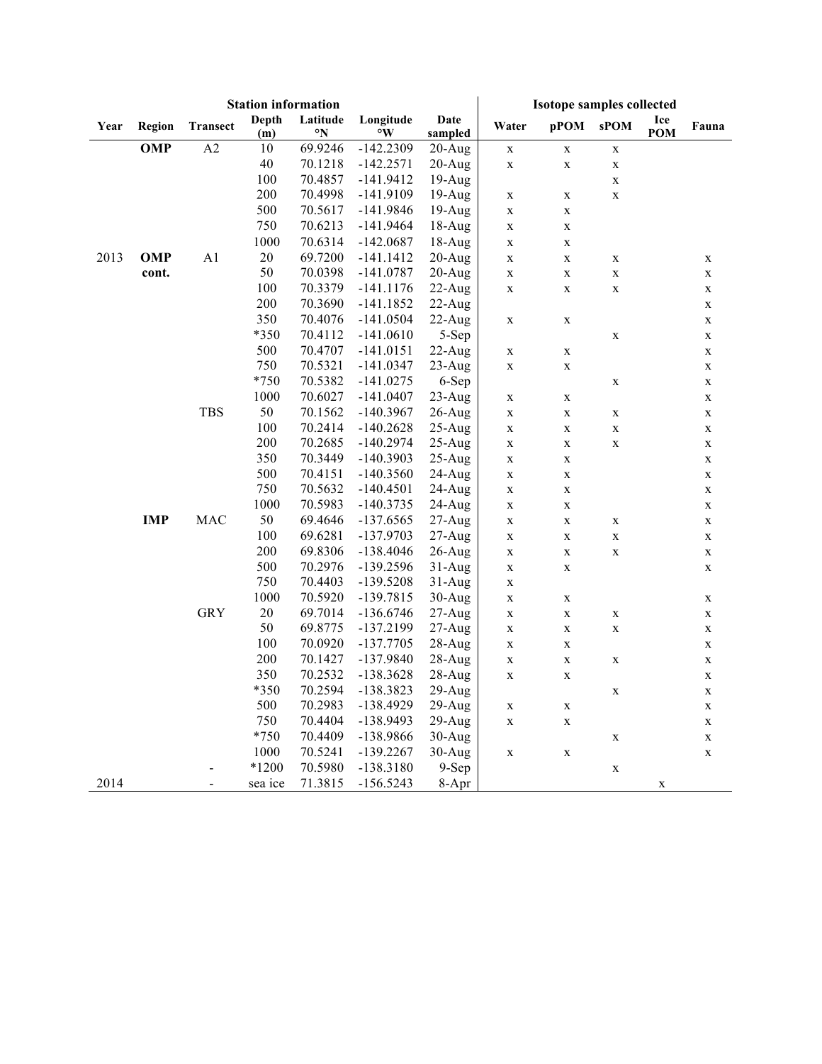| Station information | | | | | | | Isotope samples collected | | | | |
|---|---|---|---|---|---|---|---|---|---|---|---|
| Year | Region | Transect | Depth (m) | Latitude °N | Longitude °W | Date sampled | Water | pPOM | sPOM | Ice POM | Fauna |
| | **OMP** | A2 | 10 | 69.9246 | -142.2309 | 20-Aug | x | x | x | | |
| | | | 40 | 70.1218 | -142.2571 | 20-Aug | x | x | x | | |
| | | | 100 | 70.4857 | -141.9412 | 19-Aug | | | x | | |
| | | | 200 | 70.4998 | -141.9109 | 19-Aug | x | x | x | | |
| | | | 500 | 70.5617 | -141.9846 | 19-Aug | x | x | | | |
| | | | 750 | 70.6213 | -141.9464 | 18-Aug | x | x | | | |
| | | | 1000 | 70.6314 | -142.0687 | 18-Aug | x | x | | | |
| 2013 | **OMP cont.** | A1 | 20 | 69.7200 | -141.1412 | 20-Aug | x | x | x | | x |
| | | | 50 | 70.0398 | -141.0787 | 20-Aug | x | x | x | | x |
| | | | 100 | 70.3379 | -141.1176 | 22-Aug | x | x | x | | x |
| | | | 200 | 70.3690 | -141.1852 | 22-Aug | | | | | x |
| | | | 350 | 70.4076 | -141.0504 | 22-Aug | x | x | | | x |
| | | | *350 | 70.4112 | -141.0610 | 5-Sep | | | x | | x |
| | | | 500 | 70.4707 | -141.0151 | 22-Aug | x | x | | | x |
| | | | 750 | 70.5321 | -141.0347 | 23-Aug | x | x | | | x |
| | | | *750 | 70.5382 | -141.0275 | 6-Sep | | | x | | x |
| | | | 1000 | 70.6027 | -141.0407 | 23-Aug | x | x | | | x |
| | | TBS | 50 | 70.1562 | -140.3967 | 26-Aug | x | x | x | | x |
| | | | 100 | 70.2414 | -140.2628 | 25-Aug | x | x | x | | x |
| | | | 200 | 70.2685 | -140.2974 | 25-Aug | x | x | x | | x |
| | | | 350 | 70.3449 | -140.3903 | 25-Aug | x | x | | | x |
| | | | 500 | 70.4151 | -140.3560 | 24-Aug | x | x | | | x |
| | | | 750 | 70.5632 | -140.4501 | 24-Aug | x | x | | | x |
| | | | 1000 | 70.5983 | -140.3735 | 24-Aug | x | x | | | x |
| | **IMP** | MAC | 50 | 69.4646 | -137.6565 | 27-Aug | x | x | x | | x |
| | | | 100 | 69.6281 | -137.9703 | 27-Aug | x | x | x | | x |
| | | | 200 | 69.8306 | -138.4046 | 26-Aug | x | x | x | | x |
| | | | 500 | 70.2976 | -139.2596 | 31-Aug | x | x | | | x |
| | | | 750 | 70.4403 | -139.5208 | 31-Aug | x | | | | |
| | | | 1000 | 70.5920 | -139.7815 | 30-Aug | x | x | | | x |
| | | GRY | 20 | 69.7014 | -136.6746 | 27-Aug | x | x | x | | x |
| | | | 50 | 69.8775 | -137.2199 | 27-Aug | x | x | x | | x |
| | | | 100 | 70.0920 | -137.7705 | 28-Aug | x | x | | | x |
| | | | 200 | 70.1427 | -137.9840 | 28-Aug | x | x | x | | x |
| | | | 350 | 70.2532 | -138.3628 | 28-Aug | x | x | | | x |
| | | | *350 | 70.2594 | -138.3823 | 29-Aug | | | x | | x |
| | | | 500 | 70.2983 | -138.4929 | 29-Aug | x | x | | | x |
| | | | 750 | 70.4404 | -138.9493 | 29-Aug | x | x | | | x |
| | | | *750 | 70.4409 | -138.9866 | 30-Aug | | | x | | x |
| | | | 1000 | 70.5241 | -139.2267 | 30-Aug | x | x | | | x |
| | | - | *1200 | 70.5980 | -138.3180 | 9-Sep | | | x | | |
| 2014 | | - | sea ice | 71.3815 | -156.5243 | 8-Apr | | | | x | |